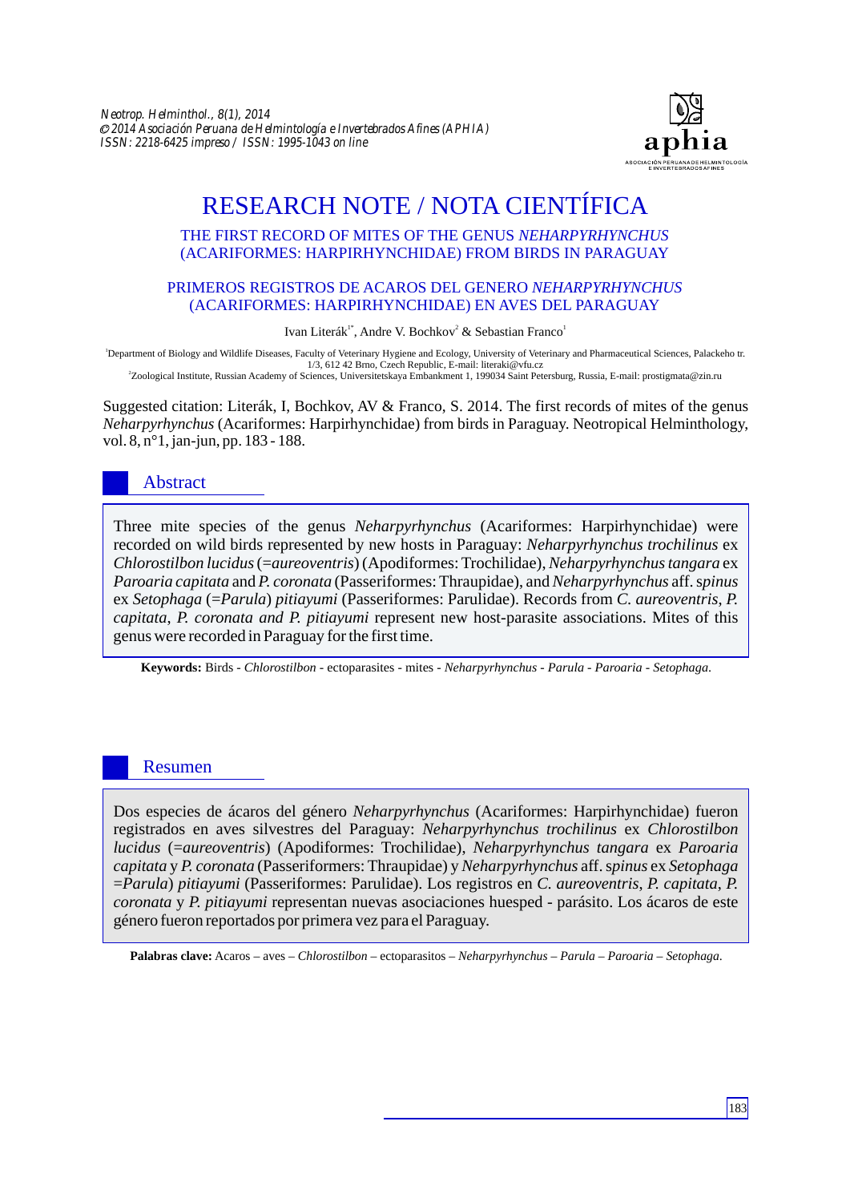# RESEARCH NOTE / NOTA CIENTÍFICA

## THE FIRST RECORD OF MITES OF THE GENUS *NEHARPYRHYNCHUS* (ACARIFORMES: HARPIRHYNCHIDAE) FROM BIRDS IN PARAGUAY

## PRIMEROS REGISTROS DE ACAROS DEL GENERO *NEHARPYRHYNCHUS* (ACARIFORMES: HARPIRHYNCHIDAE) EN AVES DEL PARAGUAY

Ivan Literák[1*], Andre V. Bochkov[2] & Sebastian Franco[1]

[1]Department of Biology and Wildlife Diseases, Faculty of Veterinary Hygiene and Ecology, University of Veterinary and Pharmaceutical Sciences, Palackeho tr. 1/3, 612 42 Brno, Czech Republic, E-mail: literaki@vfu.cz
[2]Zoological Institute, Russian Academy of Sciences, Universitetskaya Embankment 1, 199034 Saint Petersburg, Russia, E-mail: prostigmata@zin.ru

Suggested citation: Literák, I, Bochkov, AV & Franco, S. 2014. The first records of mites of the genus *Neharpyrhynchus* (Acariformes: Harpirhynchidae) from birds in Paraguay. Neotropical Helminthology, vol. 8, n°1, jan-jun, pp. 183 - 188.

## Abstract

Three mite species of the genus *Neharpyrhynchus* (Acariformes: Harpirhynchidae) were recorded on wild birds represented by new hosts in Paraguay: *Neharpyrhynchus trochilinus* ex *Chlorostilbon lucidus* (=*aureoventris*) (Apodiformes: Trochilidae), *Neharpyrhynchus tangara* ex *Paroaria capitata* and *P. coronata* (Passeriformes: Thraupidae), and *Neharpyrhynchus* aff. *spinus* ex *Setophaga* (=*Parula*) *pitiayumi* (Passeriformes: Parulidae). Records from *C. aureoventris*, *P. capitata*, *P. coronata and P. pitiayumi* represent new host-parasite associations. Mites of this genus were recorded in Paraguay for the first time.

**Keywords:** Birds - *Chlorostilbon* - ectoparasites - mites - *Neharpyrhynchus* - *Parula* - *Paroaria* - *Setophaga*.

## Resumen

Dos especies de ácaros del género *Neharpyrhynchus* (Acariformes: Harpirhynchidae) fueron registrados en aves silvestres del Paraguay: *Neharpyrhynchus trochilinus* ex *Chlorostilbon lucidus* (=*aureoventris*) (Apodiformes: Trochilidae), *Neharpyrhynchus tangara* ex *Paroaria capitata* y *P. coronata* (Passeriformers: Thraupidae) y *Neharpyrhynchus* aff. *spinus* ex *Setophaga* =*Parula*) *pitiayumi* (Passeriformes: Parulidae). Los registros en *C. aureoventris*, *P. capitata*, *P. coronata* y *P. pitiayumi* representan nuevas asociaciones huesped - parásito. Los ácaros de este género fueron reportados por primera vez para el Paraguay.

**Palabras clave:** Acaros – aves – *Chlorostilbon* – ectoparasitos – *Neharpyrhynchus* – *Parula* – *Paroaria* – *Setophaga*.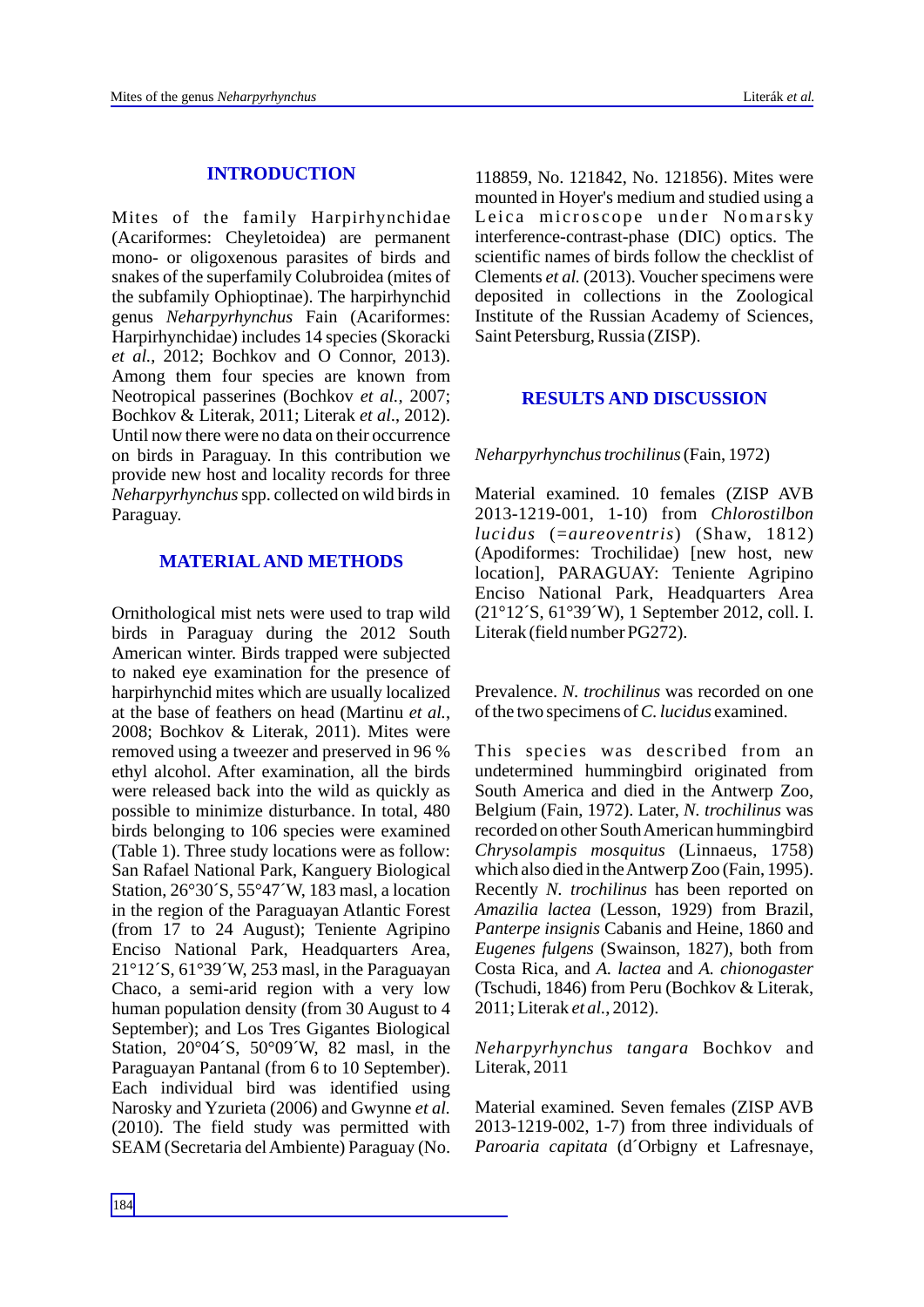## INTRODUCTION

Mites of the family Harpirhynchidae (Acariformes: Cheyletoidea) are permanent mono- or oligoxenous parasites of birds and snakes of the superfamily Colubroidea (mites of the subfamily Ophioptinae). The harpirhynchid genus *Neharpyrhynchus* Fain (Acariformes: Harpirhynchidae) includes 14 species (Skoracki *et al.*, 2012; Bochkov and O Connor, 2013). Among them four species are known from Neotropical passerines (Bochkov *et al.*, 2007; Bochkov & Literak, 2011; Literak *et al*., 2012). Until now there were no data on their occurrence on birds in Paraguay. In this contribution we provide new host and locality records for three *Neharpyrhynchus* spp. collected on wild birds in Paraguay.

## MATERIAL AND METHODS

Ornithological mist nets were used to trap wild birds in Paraguay during the 2012 South American winter. Birds trapped were subjected to naked eye examination for the presence of harpirhynchid mites which are usually localized at the base of feathers on head (Martinu *et al.*, 2008; Bochkov & Literak, 2011). Mites were removed using a tweezer and preserved in 96 % ethyl alcohol. After examination, all the birds were released back into the wild as quickly as possible to minimize disturbance. In total, 480 birds belonging to 106 species were examined (Table 1). Three study locations were as follow: San Rafael National Park, Kanguery Biological Station, 26°30´S, 55°47´W, 183 masl, a location in the region of the Paraguayan Atlantic Forest (from 17 to 24 August); Teniente Agripino Enciso National Park, Headquarters Area, 21°12´S, 61°39´W, 253 masl, in the Paraguayan Chaco, a semi-arid region with a very low human population density (from 30 August to 4 September); and Los Tres Gigantes Biological Station, 20°04´S, 50°09´W, 82 masl, in the Paraguayan Pantanal (from 6 to 10 September). Each individual bird was identified using Narosky and Yzurieta (2006) and Gwynne *et al.* (2010). The field study was permitted with SEAM (Secretaria del Ambiente) Paraguay (No. 118859, No. 121842, No. 121856). Mites were mounted in Hoyer's medium and studied using a Leica microscope under Nomarsky interference-contrast-phase (DIC) optics. The scientific names of birds follow the checklist of Clements *et al.* (2013). Voucher specimens were deposited in collections in the Zoological Institute of the Russian Academy of Sciences, Saint Petersburg, Russia (ZISP).

## RESULTS AND DISCUSSION

*Neharpyrhynchus trochilinus* (Fain, 1972)

Material examined. 10 females (ZISP AVB 2013-1219-001, 1-10) from *Chlorostilbon lucidus* (=*aureoventris*) (Shaw, 1812) (Apodiformes: Trochilidae) [new host, new location], PARAGUAY: Teniente Agripino Enciso National Park, Headquarters Area (21°12´S, 61°39´W), 1 September 2012, coll. I. Literak (field number PG272).

Prevalence. *N. trochilinus* was recorded on one of the two specimens of *C. lucidus* examined.

This species was described from an undetermined hummingbird originated from South America and died in the Antwerp Zoo, Belgium (Fain, 1972). Later, *N. trochilinus* was recorded on other South American hummingbird *Chrysolampis mosquitus* (Linnaeus, 1758) which also died in the Antwerp Zoo (Fain, 1995). Recently *N. trochilinus* has been reported on *Amazilia lactea* (Lesson, 1929) from Brazil, *Panterpe insignis* Cabanis and Heine, 1860 and *Eugenes fulgens* (Swainson, 1827), both from Costa Rica, and *A. lactea* and *A. chionogaster* (Tschudi, 1846) from Peru (Bochkov & Literak, 2011; Literak *et al.*, 2012).

*Neharpyrhynchus tangara* Bochkov and Literak, 2011

Material examined. Seven females (ZISP AVB 2013-1219-002, 1-7) from three individuals of *Paroaria capitata* (d´Orbigny et Lafresnaye,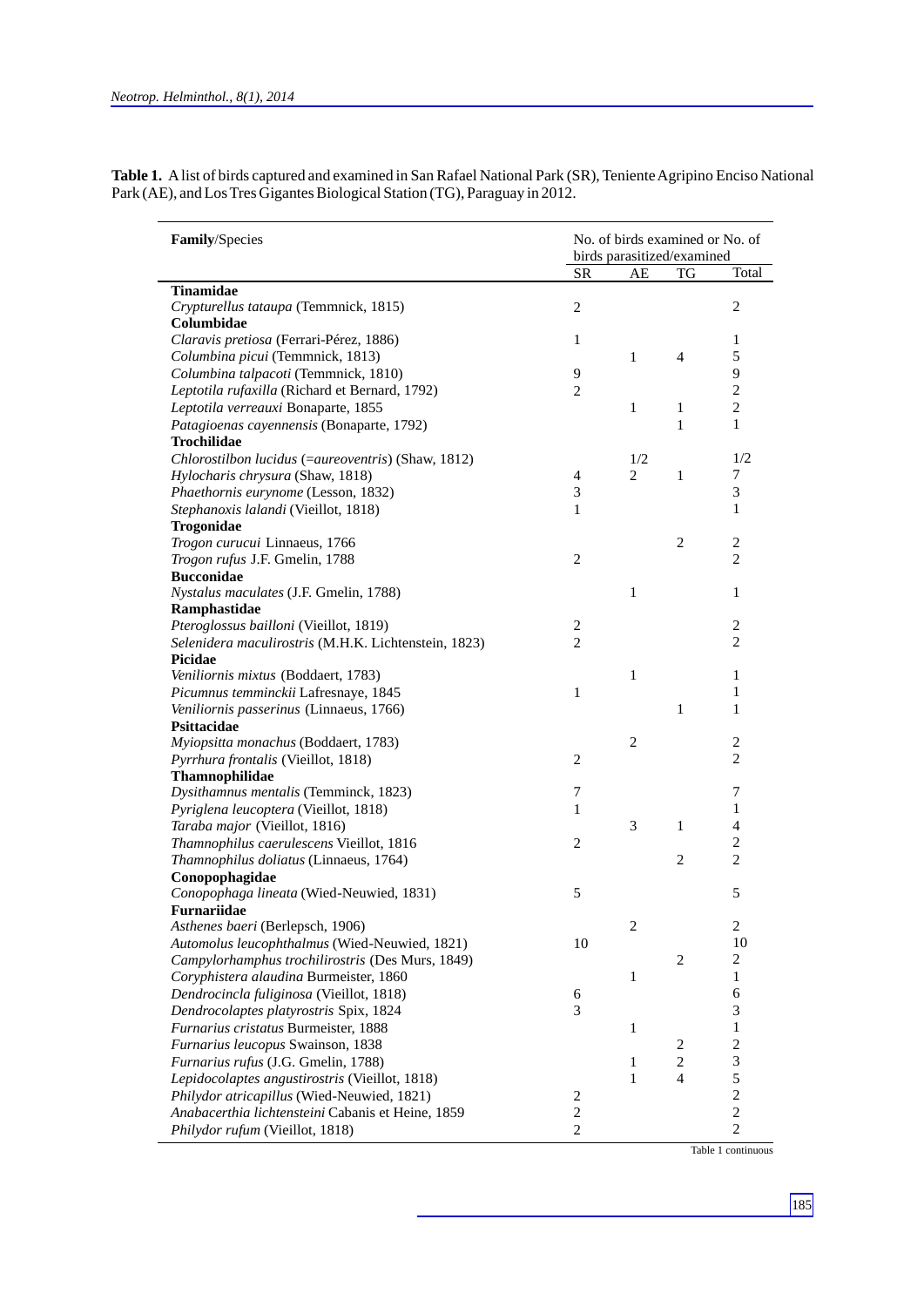**Table 1.** A list of birds captured and examined in San Rafael National Park (SR), Teniente Agripino Enciso National Park (AE), and Los Tres Gigantes Biological Station (TG), Paraguay in 2012.

| **Family**/Species | No. of birds examined or No. of birds parasitized/examined | | | |
|---|---|---|---|---|
| | SR | AE | TG | Total |
| **Tinamidae** | | | | |
| *Crypturellus tataupa* (Temmnick, 1815) | 2 | | | 2 |
| **Columbidae** | | | | |
| *Claravis pretiosa* (Ferrari-Pérez, 1886) | 1 | | | 1 |
| *Columbina picui* (Temmnick, 1813) | | 1 | 4 | 5 |
| *Columbina talpacoti* (Temmnick, 1810) | 9 | | | 9 |
| *Leptotila rufaxilla* (Richard et Bernard, 1792) | 2 | | | 2 |
| *Leptotila verreauxi* Bonaparte, 1855 | | 1 | 1 | 2 |
| *Patagioenas cayennensis* (Bonaparte, 1792) | | | 1 | 1 |
| **Trochilidae** | | | | |
| *Chlorostilbon lucidus* (=*aureoventris*) (Shaw, 1812) | | 1/2 | | 1/2 |
| *Hylocharis chrysura* (Shaw, 1818) | 4 | 2 | 1 | 7 |
| *Phaethornis eurynome* (Lesson, 1832) | 3 | | | 3 |
| *Stephanoxis lalandi* (Vieillot, 1818) | 1 | | | 1 |
| **Trogonidae** | | | | |
| *Trogon curucui* Linnaeus, 1766 | | | 2 | 2 |
| *Trogon rufus* J.F. Gmelin, 1788 | 2 | | | 2 |
| **Bucconidae** | | | | |
| *Nystalus maculates* (J.F. Gmelin, 1788) | | 1 | | 1 |
| **Ramphastidae** | | | | |
| *Pteroglossus bailloni* (Vieillot, 1819) | 2 | | | 2 |
| *Selenidera maculirostris* (M.H.K. Lichtenstein, 1823) | 2 | | | 2 |
| **Picidae** | | | | |
| *Veniliornis mixtus* (Boddaert, 1783) | | 1 | | 1 |
| *Picumnus temminckii* Lafresnaye, 1845 | 1 | | | 1 |
| *Veniliornis passerinus* (Linnaeus, 1766) | | | 1 | 1 |
| **Psittacidae** | | | | |
| *Myiopsitta monachus* (Boddaert, 1783) | | 2 | | 2 |
| *Pyrrhura frontalis* (Vieillot, 1818) | 2 | | | 2 |
| **Thamnophilidae** | | | | |
| *Dysithamnus mentalis* (Temminck, 1823) | 7 | | | 7 |
| *Pyriglena leucoptera* (Vieillot, 1818) | 1 | | | 1 |
| *Taraba major* (Vieillot, 1816) | | 3 | 1 | 4 |
| *Thamnophilus caerulescens* Vieillot, 1816 | 2 | | | 2 |
| *Thamnophilus doliatus* (Linnaeus, 1764) | | | 2 | 2 |
| **Conopophagidae** | | | | |
| *Conopophaga lineata* (Wied-Neuwied, 1831) | 5 | | | 5 |
| **Furnariidae** | | | | |
| *Asthenes baeri* (Berlepsch, 1906) | | 2 | | 2 |
| *Automolus leucophthalmus* (Wied-Neuwied, 1821) | 10 | | | 10 |
| *Campylorhamphus trochilirostris* (Des Murs, 1849) | | | 2 | 2 |
| *Coryphistera alaudina* Burmeister, 1860 | | 1 | | 1 |
| *Dendrocincla fuliginosa* (Vieillot, 1818) | 6 | | | 6 |
| *Dendrocolaptes platyrostris* Spix, 1824 | 3 | | | 3 |
| *Furnarius cristatus* Burmeister, 1888 | | 1 | | 1 |
| *Furnarius leucopus* Swainson, 1838 | | | 2 | 2 |
| *Furnarius rufus* (J.G. Gmelin, 1788) | | 1 | 2 | 3 |
| *Lepidocolaptes angustirostris* (Vieillot, 1818) | | 1 | 4 | 5 |
| *Philydor atricapillus* (Wied-Neuwied, 1821) | 2 | | | 2 |
| *Anabacerthia lichtensteini* Cabanis et Heine, 1859 | 2 | | | 2 |
| *Philydor rufum* (Vieillot, 1818) | 2 | | | 2 |

Table 1 continuous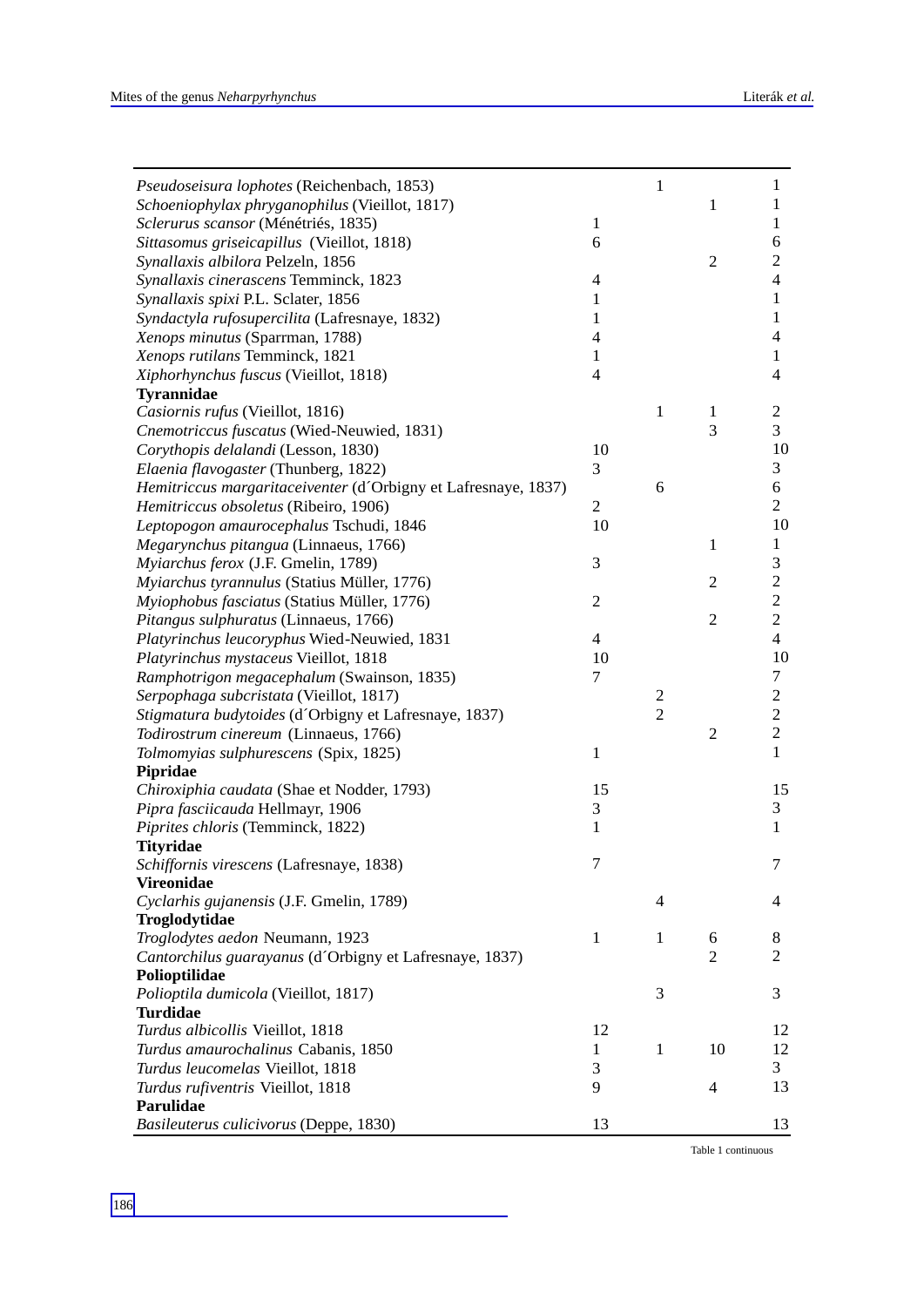| | | | | |
|---|---|---|---|---|
| *Pseudoseisura lophotes* (Reichenbach, 1853) | | 1 | | 1 |
| *Schoeniophylax phryganophilus* (Vieillot, 1817) | | | 1 | 1 |
| *Sclerurus scansor* (Ménétriés, 1835) | 1 | | | 1 |
| *Sittasomus griseicapillus* (Vieillot, 1818) | 6 | | | 6 |
| *Synallaxis albilora* Pelzeln, 1856 | | | 2 | 2 |
| *Synallaxis cinerascens* Temminck, 1823 | 4 | | | 4 |
| *Synallaxis spixi* P.L. Sclater, 1856 | 1 | | | 1 |
| *Syndactyla rufosupercilita* (Lafresnaye, 1832) | 1 | | | 1 |
| *Xenops minutus* (Sparrman, 1788) | 4 | | | 4 |
| *Xenops rutilans* Temminck, 1821 | 1 | | | 1 |
| *Xiphorhynchus fuscus* (Vieillot, 1818) | 4 | | | 4 |
| **Tyrannidae** | | | | |
| *Casiornis rufus* (Vieillot, 1816) | | 1 | 1 | 2 |
| *Cnemotriccus fuscatus* (Wied-Neuwied, 1831) | | | 3 | 3 |
| *Corythopis delalandi* (Lesson, 1830) | 10 | | | 10 |
| *Elaenia flavogaster* (Thunberg, 1822) | 3 | | | 3 |
| *Hemitriccus margaritaceiventer* (d´Orbigny et Lafresnaye, 1837) | | 6 | | 6 |
| *Hemitriccus obsoletus* (Ribeiro, 1906) | 2 | | | 2 |
| *Leptopogon amaurocephalus* Tschudi, 1846 | 10 | | | 10 |
| *Megarynchus pitangua* (Linnaeus, 1766) | | | 1 | 1 |
| *Myiarchus ferox* (J.F. Gmelin, 1789) | 3 | | | 3 |
| *Myiarchus tyrannulus* (Statius Müller, 1776) | | | 2 | 2 |
| *Myiophobus fasciatus* (Statius Müller, 1776) | 2 | | | 2 |
| *Pitangus sulphuratus* (Linnaeus, 1766) | | | 2 | 2 |
| *Platyrinchus leucoryphus* Wied-Neuwied, 1831 | 4 | | | 4 |
| *Platyrinchus mystaceus* Vieillot, 1818 | 10 | | | 10 |
| *Ramphotrigon megacephalum* (Swainson, 1835) | 7 | | | 7 |
| *Serpophaga subcristata* (Vieillot, 1817) | | 2 | | 2 |
| *Stigmatura budytoides* (d´Orbigny et Lafresnaye, 1837) | | 2 | | 2 |
| *Todirostrum cinereum* (Linnaeus, 1766) | | | 2 | 2 |
| *Tolmomyias sulphurescens* (Spix, 1825) | 1 | | | 1 |
| **Pipridae** | | | | |
| *Chiroxiphia caudata* (Shae et Nodder, 1793) | 15 | | | 15 |
| *Pipra fasciicauda* Hellmayr, 1906 | 3 | | | 3 |
| *Piprites chloris* (Temminck, 1822) | 1 | | | 1 |
| **Tityridae** | | | | |
| *Schiffornis virescens* (Lafresnaye, 1838) | 7 | | | 7 |
| **Vireonidae** | | | | |
| *Cyclarhis gujanensis* (J.F. Gmelin, 1789) | | 4 | | 4 |
| **Troglodytidae** | | | | |
| *Troglodytes aedon* Neumann, 1923 | 1 | 1 | 6 | 8 |
| *Cantorchilus guarayanus* (d´Orbigny et Lafresnaye, 1837) | | | 2 | 2 |
| **Polioptilidae** | | | | |
| *Polioptila dumicola* (Vieillot, 1817) | | 3 | | 3 |
| **Turdidae** | | | | |
| *Turdus albicollis* Vieillot, 1818 | 12 | | | 12 |
| *Turdus amaurochalinus* Cabanis, 1850 | 1 | 1 | 10 | 12 |
| *Turdus leucomelas* Vieillot, 1818 | 3 | | | 3 |
| *Turdus rufiventris* Vieillot, 1818 | 9 | | 4 | 13 |
| **Parulidae** | | | | |
| *Basileuterus culicivorus* (Deppe, 1830) | 13 | | | 13 |

Table 1 continuous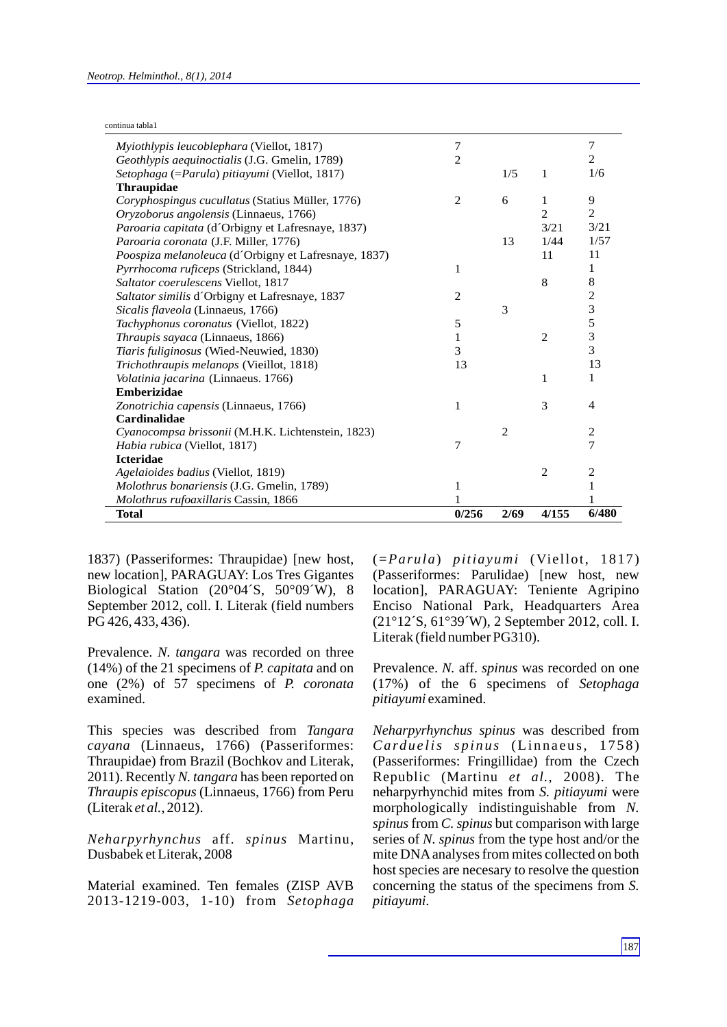continua tabla1

| | | | | |
|---|---|---|---|---|
| *Myiothlypis leucoblephara* (Viellot, 1817) | 7 | | | 7 |
| *Geothlypis aequinoctialis* (J.G. Gmelin, 1789) | 2 | | | 2 |
| *Setophaga* (=*Parula*) *pitiayumi* (Viellot, 1817) | | 1/5 | 1 | 1/6 |
| **Thraupidae** | | | | |
| *Coryphospingus cucullatus* (Statius Müller, 1776) | 2 | 6 | 1 | 9 |
| *Oryzoborus angolensis* (Linnaeus, 1766) | | | 2 | 2 |
| *Paroaria capitata* (d´Orbigny et Lafresnaye, 1837) | | | 3/21 | 3/21 |
| *Paroaria coronata* (J.F. Miller, 1776) | | 13 | 1/44 | 1/57 |
| *Poospiza melanoleuca* (d´Orbigny et Lafresnaye, 1837) | | | 11 | 11 |
| *Pyrrhocoma ruficeps* (Strickland, 1844) | 1 | | | 1 |
| *Saltator coerulescens* Viellot, 1817 | | | 8 | 8 |
| *Saltator similis* d´Orbigny et Lafresnaye, 1837 | 2 | | | 2 |
| *Sicalis flaveola* (Linnaeus, 1766) | | 3 | | 3 |
| *Tachyphonus coronatus* (Viellot, 1822) | 5 | | | 5 |
| *Thraupis sayaca* (Linnaeus, 1866) | 1 | | 2 | 3 |
| *Tiaris fuliginosus* (Wied-Neuwied, 1830) | 3 | | | 3 |
| *Trichothraupis melanops* (Vieillot, 1818) | 13 | | | 13 |
| *Volatinia jacarina* (Linnaeus. 1766) | | | 1 | 1 |
| **Emberizidae** | | | | |
| *Zonotrichia capensis* (Linnaeus, 1766) | 1 | | 3 | 4 |
| **Cardinalidae** | | | | |
| *Cyanocompsa brissonii* (M.H.K. Lichtenstein, 1823) | | 2 | | 2 |
| *Habia rubica* (Viellot, 1817) | 7 | | | 7 |
| **Icteridae** | | | | |
| *Agelaioides badius* (Viellot, 1819) | | | 2 | 2 |
| *Molothrus bonariensis* (J.G. Gmelin, 1789) | 1 | | | 1 |
| *Molothrus rufoaxillaris* Cassin, 1866 | 1 | | | 1 |
| **Total** | **0/256** | **2/69** | **4/155** | **6/480** |

1837) (Passeriformes: Thraupidae) [new host, new location], PARAGUAY: Los Tres Gigantes Biological Station (20°04´S, 50°09´W), 8 September 2012, coll. I. Literak (field numbers PG 426, 433, 436).

Prevalence. *N. tangara* was recorded on three (14%) of the 21 specimens of *P. capitata* and on one (2%) of 57 specimens of *P. coronata* examined.

This species was described from *Tangara cayana* (Linnaeus, 1766) (Passeriformes: Thraupidae) from Brazil (Bochkov and Literak, 2011). Recently *N. tangara* has been reported on *Thraupis episcopus* (Linnaeus, 1766) from Peru (Literak *et al.*, 2012).

*Neharpyrhynchus* aff. *spinus* Martinu, Dusbabek et Literak, 2008

Material examined. Ten females (ZISP AVB 2013-1219-003, 1-10) from *Setophaga* (=*Parula*) *pitiayumi* (Viellot, 1817) (Passeriformes: Parulidae) [new host, new location], PARAGUAY: Teniente Agripino Enciso National Park, Headquarters Area (21°12´S, 61°39´W), 2 September 2012, coll. I. Literak (field number PG310).

Prevalence. *N.* aff. *spinus* was recorded on one (17%) of the 6 specimens of *Setophaga pitiayumi* examined.

*Neharpyrhynchus spinus* was described from *Carduelis spinus* (Linnaeus, 1758) (Passeriformes: Fringillidae) from the Czech Republic (Martinu *et al.*, 2008). The neharpyrhynchid mites from *S. pitiayumi* were morphologically indistinguishable from *N. spinus* from *C. spinus* but comparison with large series of *N. spinus* from the type host and/or the mite DNA analyses from mites collected on both host species are necesary to resolve the question concerning the status of the specimens from *S. pitiayumi*.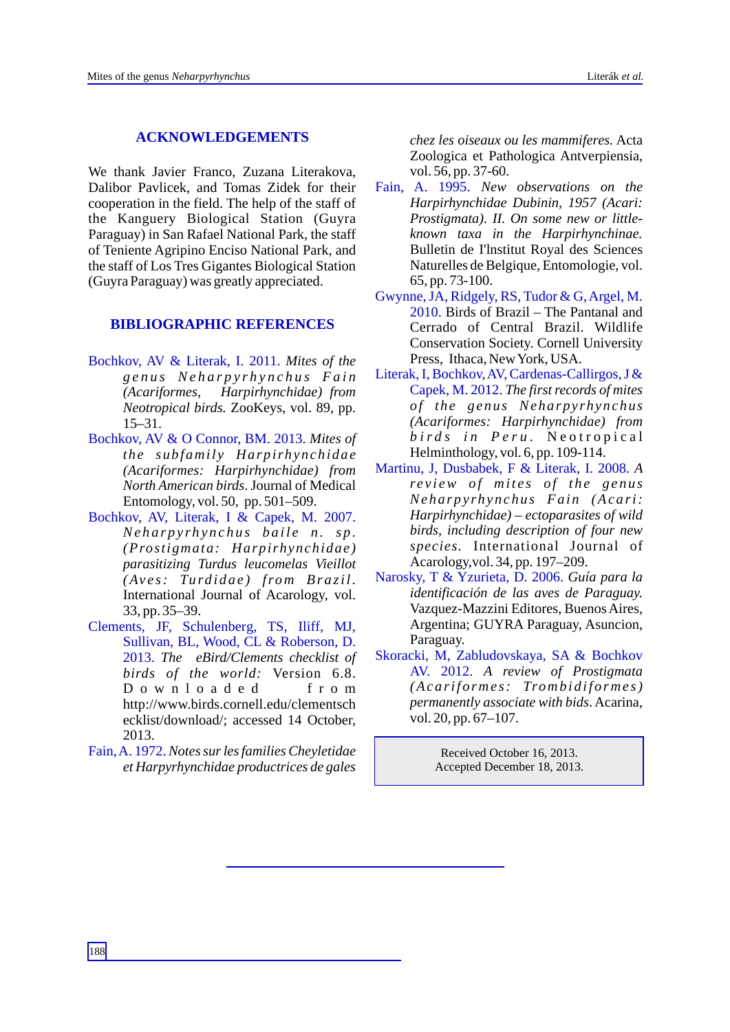## ACKNOWLEDGEMENTS

We thank Javier Franco, Zuzana Literakova, Dalibor Pavlicek, and Tomas Zidek for their cooperation in the field. The help of the staff of the Kanguery Biological Station (Guyra Paraguay) in San Rafael National Park, the staff of Teniente Agripino Enciso National Park, and the staff of Los Tres Gigantes Biological Station (Guyra Paraguay) was greatly appreciated.

## BIBLIOGRAPHIC REFERENCES

Bochkov, AV & Literak, I. 2011. *Mites of the genus Neharpyrhynchus Fain (Acariformes, Harpirhynchidae) from Neotropical birds.* ZooKeys, vol. 89, pp. 15–31.

Bochkov, AV & O Connor, BM. 2013. *Mites of the subfamily Harpirhynchidae (Acariformes: Harpirhynchidae) from North American birds*. Journal of Medical Entomology, vol. 50, pp. 501–509.

Bochkov, AV, Literak, I & Capek, M. 2007. *Neharpyrhynchus baile n. sp. (Prostigmata: Harpirhynchidae) parasitizing Turdus leucomelas Vieillot (Aves: Turdidae) from Brazil*. International Journal of Acarology, vol. 33, pp. 35–39.

Clements, JF, Schulenberg, TS, Iliff, MJ, Sullivan, BL, Wood, CL & Roberson, D. 2013. *The eBird/Clements checklist of birds of the world:* Version 6.8. Downloaded from http://www.birds.cornell.edu/clementschecklist/download/; accessed 14 October, 2013.

Fain, A. 1972. *Notes sur les families Cheyletidae et Harpyrhynchidae productrices de gales chez les oiseaux ou les mammiferes.* Acta Zoologica et Pathologica Antverpiensia, vol. 56, pp. 37-60.

Fain, A. 1995. *New observations on the Harpirhynchidae Dubinin, 1957 (Acari: Prostigmata). II. On some new or little-known taxa in the Harpirhynchinae.* Bulletin de I'lnstitut Royal des Sciences Naturelles de Belgique, Entomologie, vol. 65, pp. 73-100.

Gwynne, JA, Ridgely, RS, Tudor & G, Argel, M. 2010. Birds of Brazil – The Pantanal and Cerrado of Central Brazil. Wildlife Conservation Society. Cornell University Press, Ithaca, New York, USA.

Literak, I, Bochkov, AV, Cardenas-Callirgos, J & Capek, M. 2012. *The first records of mites of the genus Neharpyrhynchus (Acariformes: Harpirhynchidae) from birds in Peru*. Neotropical Helminthology, vol. 6, pp. 109-114.

Martinu, J, Dusbabek, F & Literak, I. 2008. *A review of mites of the genus Neharpyrhynchus Fain (Acari: Harpirhynchidae) – ectoparasites of wild birds, including description of four new species*. International Journal of Acarology,vol. 34, pp. 197–209.

Narosky, T & Yzurieta, D. 2006. *Guía para la identificación de las aves de Paraguay.* Vazquez-Mazzini Editores, Buenos Aires, Argentina; GUYRA Paraguay, Asuncion, Paraguay.

Skoracki, M, Zabludovskaya, SA & Bochkov AV. 2012. *A review of Prostigmata (Acariformes: Trombidiformes) permanently associate with bids*. Acarina, vol. 20, pp. 67–107.

Received October 16, 2013.
Accepted December 18, 2013.